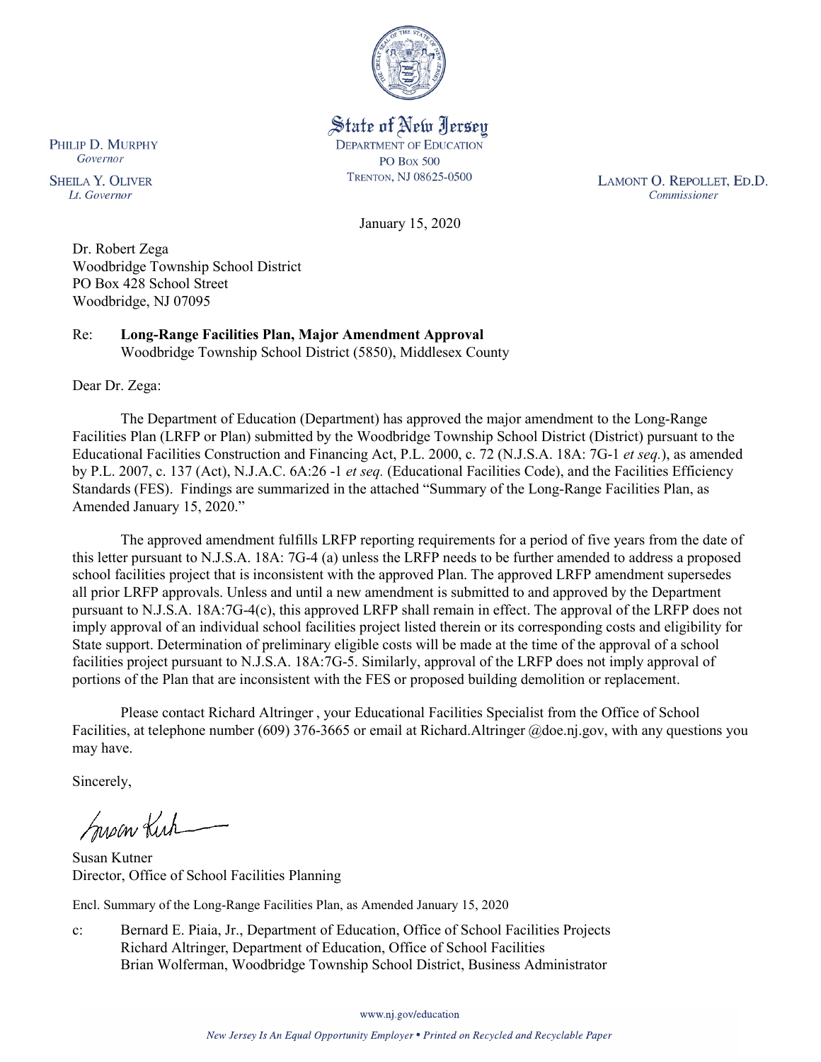State of New Jersey
DEPARTMENT OF EDUCATION
PO BOX 500
TRENTON, NJ 08625-0500

PHILIP D. MURPHY
*Governor*

SHEILA Y. OLIVER
*Lt. Governor*

LAMONT O. REPOLLET, ED.D.
*Commissioner*

January 15, 2020

Dr. Robert Zega
Woodbridge Township School District
PO Box 428 School Street
Woodbridge, NJ 07095

Re: **Long-Range Facilities Plan, Major Amendment Approval**
Woodbridge Township School District (5850), Middlesex County

Dear Dr. Zega:

The Department of Education (Department) has approved the major amendment to the Long-Range Facilities Plan (LRFP or Plan) submitted by the Woodbridge Township School District (District) pursuant to the Educational Facilities Construction and Financing Act, P.L. 2000, c. 72 (N.J.S.A. 18A: 7G-1 *et seq.*), as amended by P.L. 2007, c. 137 (Act), N.J.A.C. 6A:26 -1 *et seq.* (Educational Facilities Code), and the Facilities Efficiency Standards (FES). Findings are summarized in the attached "Summary of the Long-Range Facilities Plan, as Amended January 15, 2020."

The approved amendment fulfills LRFP reporting requirements for a period of five years from the date of this letter pursuant to N.J.S.A. 18A: 7G-4 (a) unless the LRFP needs to be further amended to address a proposed school facilities project that is inconsistent with the approved Plan. The approved LRFP amendment supersedes all prior LRFP approvals. Unless and until a new amendment is submitted to and approved by the Department pursuant to N.J.S.A. 18A:7G-4(c), this approved LRFP shall remain in effect. The approval of the LRFP does not imply approval of an individual school facilities project listed therein or its corresponding costs and eligibility for State support. Determination of preliminary eligible costs will be made at the time of the approval of a school facilities project pursuant to N.J.S.A. 18A:7G-5. Similarly, approval of the LRFP does not imply approval of portions of the Plan that are inconsistent with the FES or proposed building demolition or replacement.

Please contact Richard Altringer , your Educational Facilities Specialist from the Office of School Facilities, at telephone number (609) 376-3665 or email at Richard.Altringer @doe.nj.gov, with any questions you may have.

Sincerely,

Susan Kutner
Director, Office of School Facilities Planning

Encl. Summary of the Long-Range Facilities Plan, as Amended January 15, 2020

c: Bernard E. Piaia, Jr., Department of Education, Office of School Facilities Projects
Richard Altringer, Department of Education, Office of School Facilities
Brian Wolferman, Woodbridge Township School District, Business Administrator

www.nj.gov/education

*New Jersey Is An Equal Opportunity Employer • Printed on Recycled and Recyclable Paper*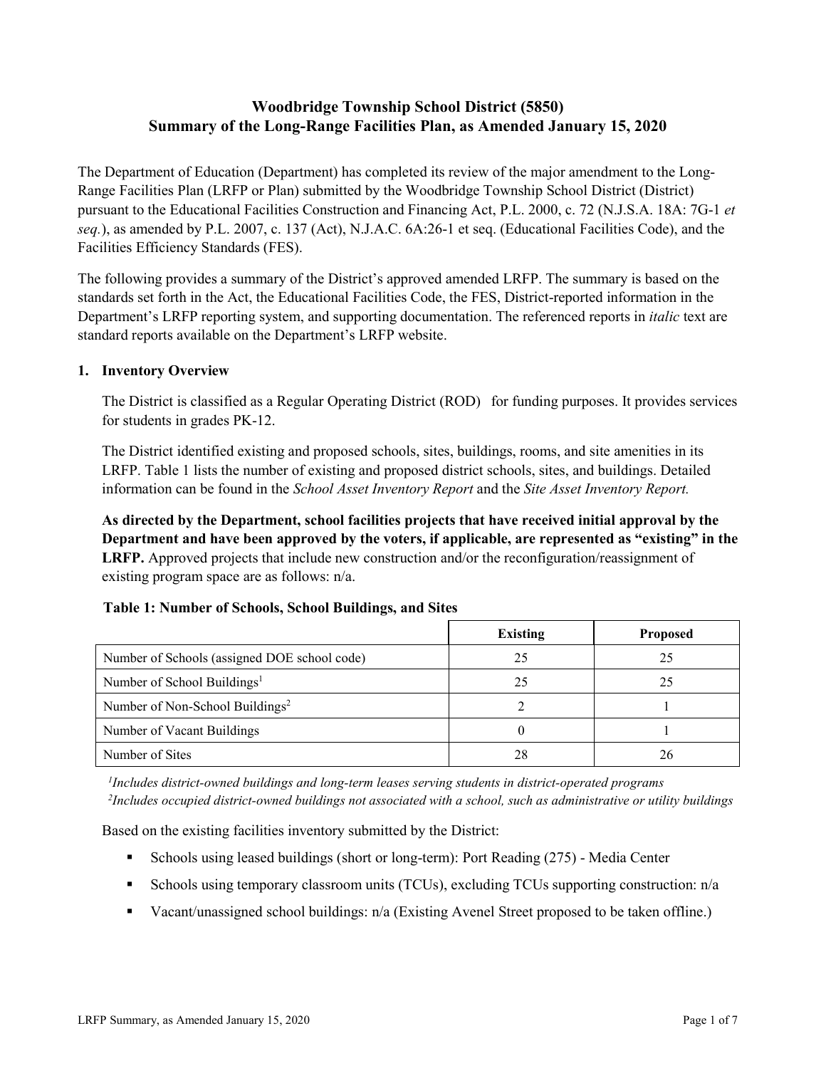# Woodbridge Township School District (5850)
# Summary of the Long-Range Facilities Plan, as Amended January 15, 2020

The Department of Education (Department) has completed its review of the major amendment to the Long-Range Facilities Plan (LRFP or Plan) submitted by the Woodbridge Township School District (District) pursuant to the Educational Facilities Construction and Financing Act, P.L. 2000, c. 72 (N.J.S.A. 18A: 7G-1 *et seq.*), as amended by P.L. 2007, c. 137 (Act), N.J.A.C. 6A:26-1 et seq. (Educational Facilities Code), and the Facilities Efficiency Standards (FES).

The following provides a summary of the District's approved amended LRFP. The summary is based on the standards set forth in the Act, the Educational Facilities Code, the FES, District-reported information in the Department's LRFP reporting system, and supporting documentation. The referenced reports in *italic* text are standard reports available on the Department's LRFP website.

## 1. Inventory Overview

The District is classified as a Regular Operating District (ROD) for funding purposes. It provides services for students in grades PK-12.

The District identified existing and proposed schools, sites, buildings, rooms, and site amenities in its LRFP. Table 1 lists the number of existing and proposed district schools, sites, and buildings. Detailed information can be found in the *School Asset Inventory Report* and the *Site Asset Inventory Report.*

**As directed by the Department, school facilities projects that have received initial approval by the Department and have been approved by the voters, if applicable, are represented as "existing" in the LRFP.** Approved projects that include new construction and/or the reconfiguration/reassignment of existing program space are as follows: n/a.

**Table 1: Number of Schools, School Buildings, and Sites**

| | Existing | Proposed |
|---|---|---|
| Number of Schools (assigned DOE school code) | 25 | 25 |
| Number of School Buildings[1] | 25 | 25 |
| Number of Non-School Buildings[2] | 2 | 1 |
| Number of Vacant Buildings | 0 | 1 |
| Number of Sites | 28 | 26 |

*[1]Includes district-owned buildings and long-term leases serving students in district-operated programs*
*[2]Includes occupied district-owned buildings not associated with a school, such as administrative or utility buildings*

Based on the existing facilities inventory submitted by the District:

- Schools using leased buildings (short or long-term): Port Reading (275) - Media Center
- Schools using temporary classroom units (TCUs), excluding TCUs supporting construction: n/a
- Vacant/unassigned school buildings: n/a (Existing Avenel Street proposed to be taken offline.)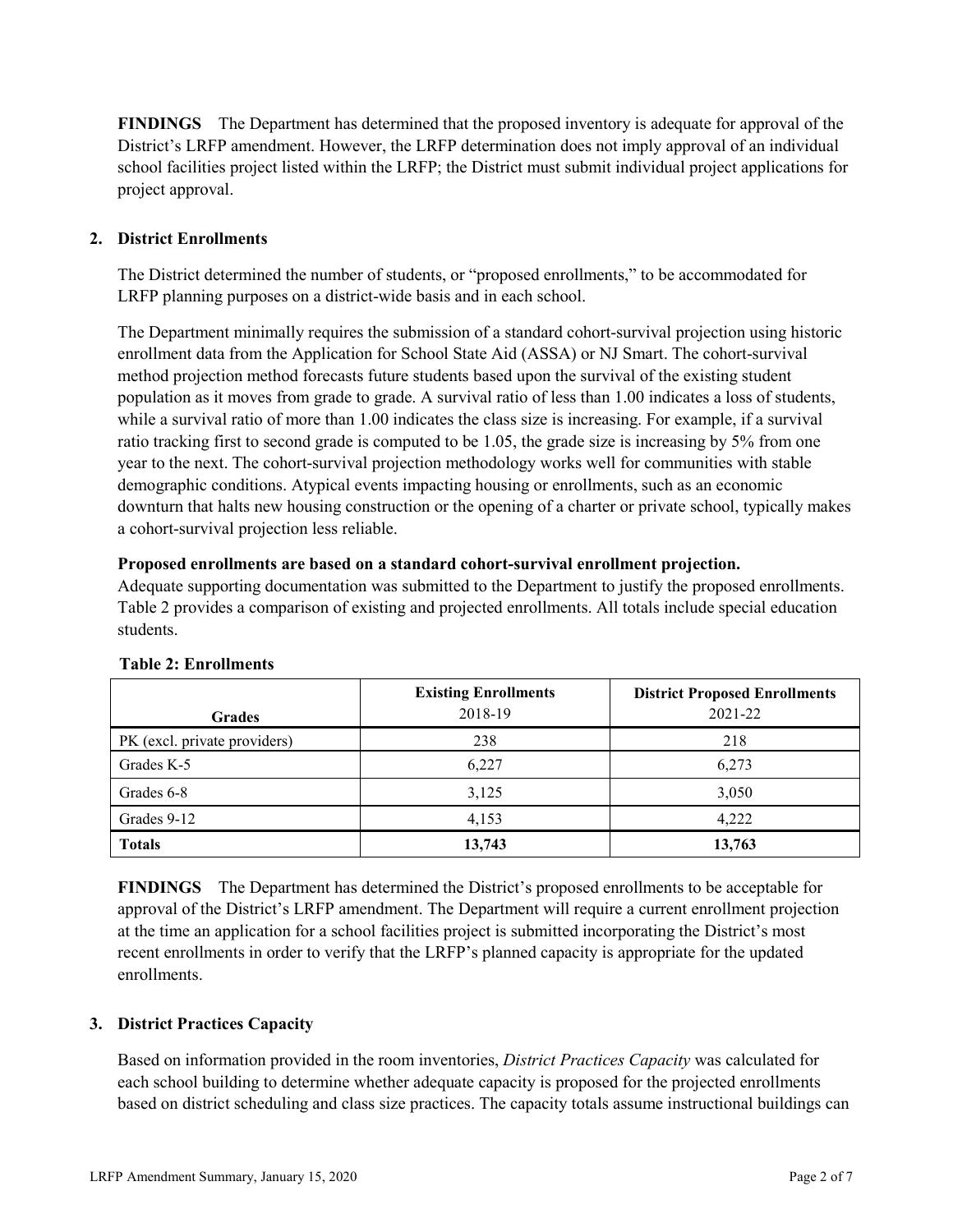**FINDINGS** The Department has determined that the proposed inventory is adequate for approval of the District's LRFP amendment. However, the LRFP determination does not imply approval of an individual school facilities project listed within the LRFP; the District must submit individual project applications for project approval.

## 2. District Enrollments

The District determined the number of students, or "proposed enrollments," to be accommodated for LRFP planning purposes on a district-wide basis and in each school.

The Department minimally requires the submission of a standard cohort-survival projection using historic enrollment data from the Application for School State Aid (ASSA) or NJ Smart. The cohort-survival method projection method forecasts future students based upon the survival of the existing student population as it moves from grade to grade. A survival ratio of less than 1.00 indicates a loss of students, while a survival ratio of more than 1.00 indicates the class size is increasing. For example, if a survival ratio tracking first to second grade is computed to be 1.05, the grade size is increasing by 5% from one year to the next. The cohort-survival projection methodology works well for communities with stable demographic conditions. Atypical events impacting housing or enrollments, such as an economic downturn that halts new housing construction or the opening of a charter or private school, typically makes a cohort-survival projection less reliable.

**Proposed enrollments are based on a standard cohort-survival enrollment projection.**
Adequate supporting documentation was submitted to the Department to justify the proposed enrollments. Table 2 provides a comparison of existing and projected enrollments. All totals include special education students.

**Table 2: Enrollments**

| Grades | Existing Enrollments 2018-19 | District Proposed Enrollments 2021-22 |
|---|---|---|
| PK (excl. private providers) | 238 | 218 |
| Grades K-5 | 6,227 | 6,273 |
| Grades 6-8 | 3,125 | 3,050 |
| Grades 9-12 | 4,153 | 4,222 |
| **Totals** | **13,743** | **13,763** |

**FINDINGS** The Department has determined the District's proposed enrollments to be acceptable for approval of the District's LRFP amendment. The Department will require a current enrollment projection at the time an application for a school facilities project is submitted incorporating the District's most recent enrollments in order to verify that the LRFP's planned capacity is appropriate for the updated enrollments.

## 3. District Practices Capacity

Based on information provided in the room inventories, *District Practices Capacity* was calculated for each school building to determine whether adequate capacity is proposed for the projected enrollments based on district scheduling and class size practices. The capacity totals assume instructional buildings can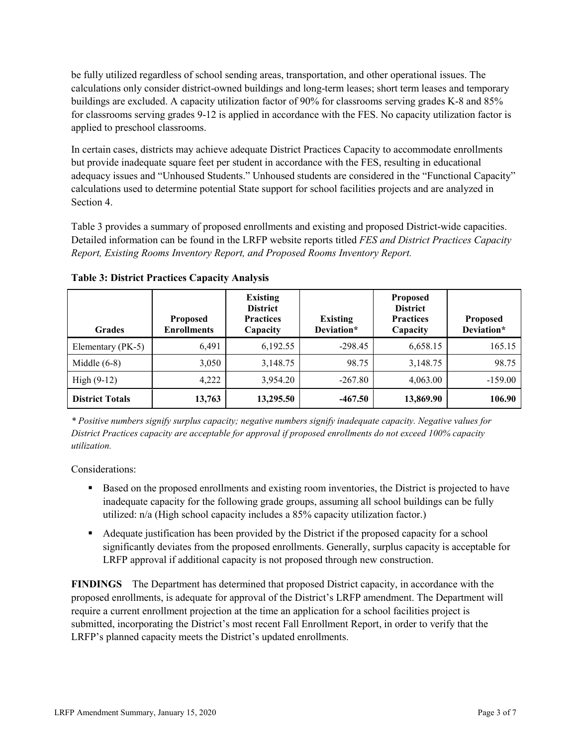be fully utilized regardless of school sending areas, transportation, and other operational issues. The calculations only consider district-owned buildings and long-term leases; short term leases and temporary buildings are excluded. A capacity utilization factor of 90% for classrooms serving grades K-8 and 85% for classrooms serving grades 9-12 is applied in accordance with the FES. No capacity utilization factor is applied to preschool classrooms.

In certain cases, districts may achieve adequate District Practices Capacity to accommodate enrollments but provide inadequate square feet per student in accordance with the FES, resulting in educational adequacy issues and "Unhoused Students." Unhoused students are considered in the "Functional Capacity" calculations used to determine potential State support for school facilities projects and are analyzed in Section 4.

Table 3 provides a summary of proposed enrollments and existing and proposed District-wide capacities. Detailed information can be found in the LRFP website reports titled *FES and District Practices Capacity Report, Existing Rooms Inventory Report, and Proposed Rooms Inventory Report.*

**Table 3: District Practices Capacity Analysis**

| Grades | Proposed Enrollments | Existing District Practices Capacity | Existing Deviation* | Proposed District Practices Capacity | Proposed Deviation* |
|---|---|---|---|---|---|
| Elementary (PK-5) | 6,491 | 6,192.55 | -298.45 | 6,658.15 | 165.15 |
| Middle (6-8) | 3,050 | 3,148.75 | 98.75 | 3,148.75 | 98.75 |
| High (9-12) | 4,222 | 3,954.20 | -267.80 | 4,063.00 | -159.00 |
| **District Totals** | **13,763** | **13,295.50** | **-467.50** | **13,869.90** | **106.90** |

*\* Positive numbers signify surplus capacity; negative numbers signify inadequate capacity. Negative values for District Practices capacity are acceptable for approval if proposed enrollments do not exceed 100% capacity utilization.*

Considerations:

- Based on the proposed enrollments and existing room inventories, the District is projected to have inadequate capacity for the following grade groups, assuming all school buildings can be fully utilized: n/a (High school capacity includes a 85% capacity utilization factor.)
- Adequate justification has been provided by the District if the proposed capacity for a school significantly deviates from the proposed enrollments. Generally, surplus capacity is acceptable for LRFP approval if additional capacity is not proposed through new construction.

**FINDINGS** The Department has determined that proposed District capacity, in accordance with the proposed enrollments, is adequate for approval of the District's LRFP amendment. The Department will require a current enrollment projection at the time an application for a school facilities project is submitted, incorporating the District's most recent Fall Enrollment Report, in order to verify that the LRFP's planned capacity meets the District's updated enrollments.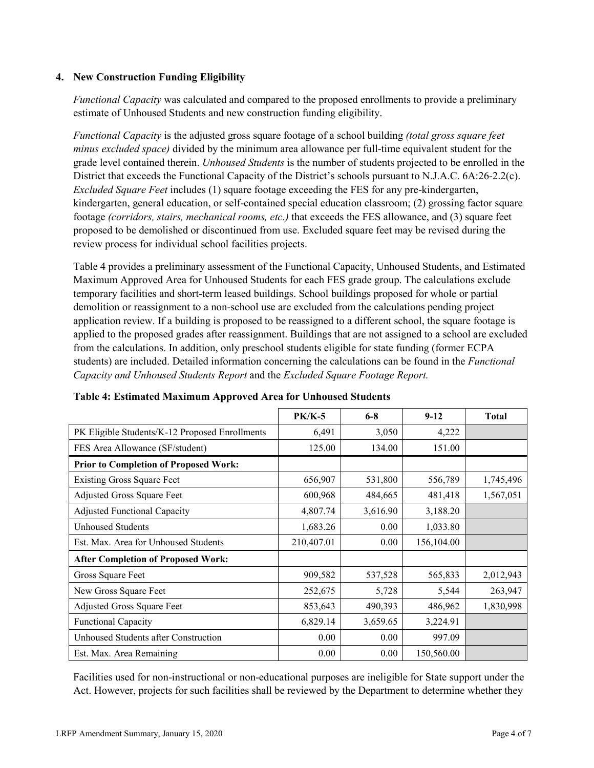### 4. New Construction Funding Eligibility

*Functional Capacity* was calculated and compared to the proposed enrollments to provide a preliminary estimate of Unhoused Students and new construction funding eligibility.

*Functional Capacity* is the adjusted gross square footage of a school building *(total gross square feet minus excluded space)* divided by the minimum area allowance per full-time equivalent student for the grade level contained therein. *Unhoused Students* is the number of students projected to be enrolled in the District that exceeds the Functional Capacity of the District's schools pursuant to N.J.A.C. 6A:26-2.2(c). *Excluded Square Feet* includes (1) square footage exceeding the FES for any pre-kindergarten, kindergarten, general education, or self-contained special education classroom; (2) grossing factor square footage *(corridors, stairs, mechanical rooms, etc.)* that exceeds the FES allowance, and (3) square feet proposed to be demolished or discontinued from use. Excluded square feet may be revised during the review process for individual school facilities projects.

Table 4 provides a preliminary assessment of the Functional Capacity, Unhoused Students, and Estimated Maximum Approved Area for Unhoused Students for each FES grade group. The calculations exclude temporary facilities and short-term leased buildings. School buildings proposed for whole or partial demolition or reassignment to a non-school use are excluded from the calculations pending project application review. If a building is proposed to be reassigned to a different school, the square footage is applied to the proposed grades after reassignment. Buildings that are not assigned to a school are excluded from the calculations. In addition, only preschool students eligible for state funding (former ECPA students) are included. Detailed information concerning the calculations can be found in the *Functional Capacity and Unhoused Students Report* and the *Excluded Square Footage Report.*

**Table 4: Estimated Maximum Approved Area for Unhoused Students**

| | PK/K-5 | 6-8 | 9-12 | Total |
|---|---|---|---|---|
| PK Eligible Students/K-12 Proposed Enrollments | 6,491 | 3,050 | 4,222 | |
| FES Area Allowance (SF/student) | 125.00 | 134.00 | 151.00 | |
| **Prior to Completion of Proposed Work:** | | | | |
| Existing Gross Square Feet | 656,907 | 531,800 | 556,789 | 1,745,496 |
| Adjusted Gross Square Feet | 600,968 | 484,665 | 481,418 | 1,567,051 |
| Adjusted Functional Capacity | 4,807.74 | 3,616.90 | 3,188.20 | |
| Unhoused Students | 1,683.26 | 0.00 | 1,033.80 | |
| Est. Max. Area for Unhoused Students | 210,407.01 | 0.00 | 156,104.00 | |
| **After Completion of Proposed Work:** | | | | |
| Gross Square Feet | 909,582 | 537,528 | 565,833 | 2,012,943 |
| New Gross Square Feet | 252,675 | 5,728 | 5,544 | 263,947 |
| Adjusted Gross Square Feet | 853,643 | 490,393 | 486,962 | 1,830,998 |
| Functional Capacity | 6,829.14 | 3,659.65 | 3,224.91 | |
| Unhoused Students after Construction | 0.00 | 0.00 | 997.09 | |
| Est. Max. Area Remaining | 0.00 | 0.00 | 150,560.00 | |

Facilities used for non-instructional or non-educational purposes are ineligible for State support under the Act. However, projects for such facilities shall be reviewed by the Department to determine whether they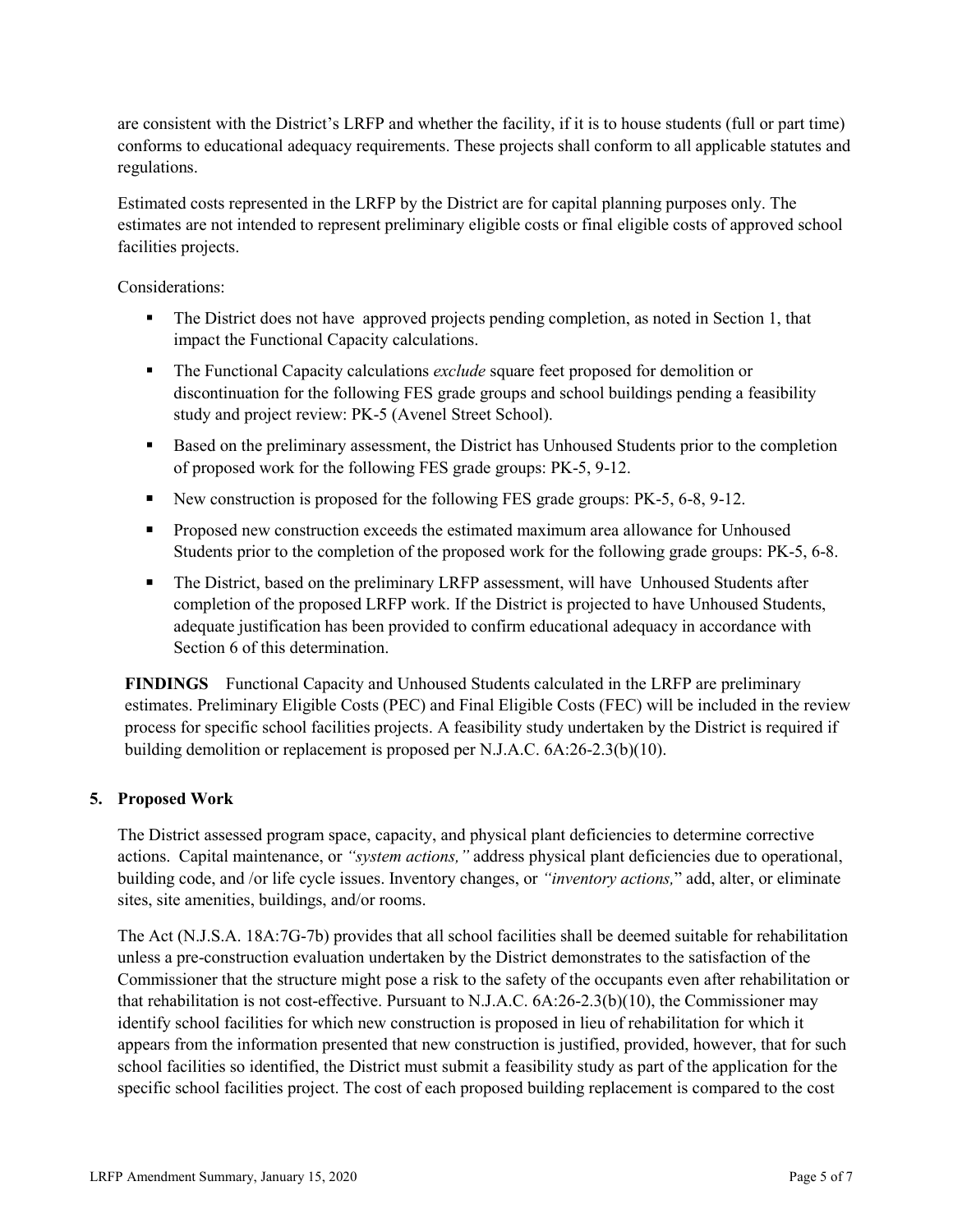are consistent with the District's LRFP and whether the facility, if it is to house students (full or part time) conforms to educational adequacy requirements. These projects shall conform to all applicable statutes and regulations.

Estimated costs represented in the LRFP by the District are for capital planning purposes only. The estimates are not intended to represent preliminary eligible costs or final eligible costs of approved school facilities projects.

Considerations:

- The District does not have approved projects pending completion, as noted in Section 1, that impact the Functional Capacity calculations.
- The Functional Capacity calculations *exclude* square feet proposed for demolition or discontinuation for the following FES grade groups and school buildings pending a feasibility study and project review: PK-5 (Avenel Street School).
- Based on the preliminary assessment, the District has Unhoused Students prior to the completion of proposed work for the following FES grade groups: PK-5, 9-12.
- New construction is proposed for the following FES grade groups: PK-5, 6-8, 9-12.
- Proposed new construction exceeds the estimated maximum area allowance for Unhoused Students prior to the completion of the proposed work for the following grade groups: PK-5, 6-8.
- The District, based on the preliminary LRFP assessment, will have Unhoused Students after completion of the proposed LRFP work. If the District is projected to have Unhoused Students, adequate justification has been provided to confirm educational adequacy in accordance with Section 6 of this determination.

**FINDINGS** Functional Capacity and Unhoused Students calculated in the LRFP are preliminary estimates. Preliminary Eligible Costs (PEC) and Final Eligible Costs (FEC) will be included in the review process for specific school facilities projects. A feasibility study undertaken by the District is required if building demolition or replacement is proposed per N.J.A.C. 6A:26-2.3(b)(10).

## 5. Proposed Work

The District assessed program space, capacity, and physical plant deficiencies to determine corrective actions. Capital maintenance, or *"system actions,"* address physical plant deficiencies due to operational, building code, and /or life cycle issues. Inventory changes, or *"inventory actions,"* add, alter, or eliminate sites, site amenities, buildings, and/or rooms.

The Act (N.J.S.A. 18A:7G-7b) provides that all school facilities shall be deemed suitable for rehabilitation unless a pre-construction evaluation undertaken by the District demonstrates to the satisfaction of the Commissioner that the structure might pose a risk to the safety of the occupants even after rehabilitation or that rehabilitation is not cost-effective. Pursuant to N.J.A.C. 6A:26-2.3(b)(10), the Commissioner may identify school facilities for which new construction is proposed in lieu of rehabilitation for which it appears from the information presented that new construction is justified, provided, however, that for such school facilities so identified, the District must submit a feasibility study as part of the application for the specific school facilities project. The cost of each proposed building replacement is compared to the cost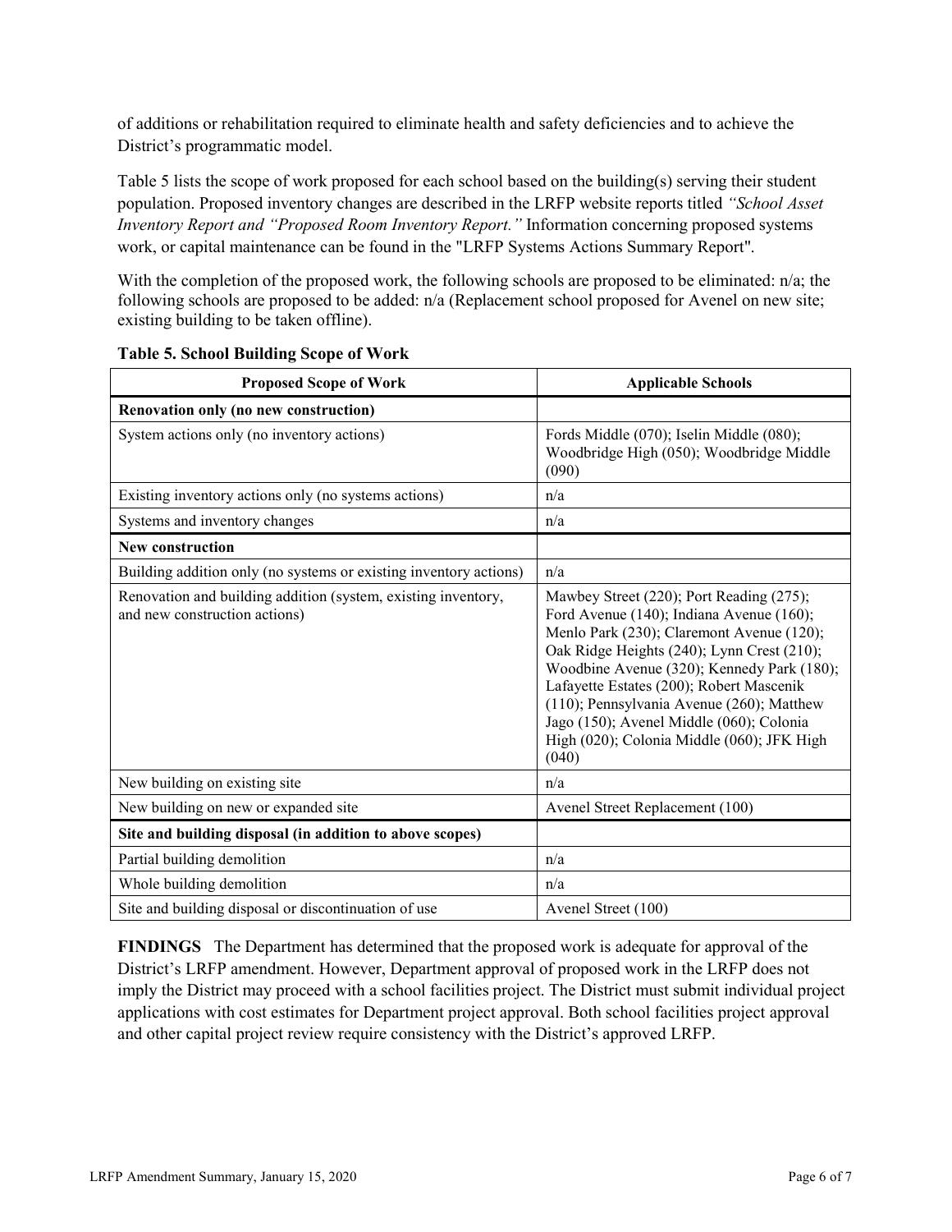of additions or rehabilitation required to eliminate health and safety deficiencies and to achieve the District's programmatic model.

Table 5 lists the scope of work proposed for each school based on the building(s) serving their student population. Proposed inventory changes are described in the LRFP website reports titled *"School Asset Inventory Report and "Proposed Room Inventory Report."* Information concerning proposed systems work, or capital maintenance can be found in the "LRFP Systems Actions Summary Report".

With the completion of the proposed work, the following schools are proposed to be eliminated: n/a; the following schools are proposed to be added: n/a (Replacement school proposed for Avenel on new site; existing building to be taken offline).

**Table 5. School Building Scope of Work**

| Proposed Scope of Work | Applicable Schools |
|---|---|
| **Renovation only (no new construction)** | |
| System actions only (no inventory actions) | Fords Middle (070); Iselin Middle (080); Woodbridge High (050); Woodbridge Middle (090) |
| Existing inventory actions only (no systems actions) | n/a |
| Systems and inventory changes | n/a |
| **New construction** | |
| Building addition only (no systems or existing inventory actions) | n/a |
| Renovation and building addition (system, existing inventory, and new construction actions) | Mawbey Street (220); Port Reading (275); Ford Avenue (140); Indiana Avenue (160); Menlo Park (230); Claremont Avenue (120); Oak Ridge Heights (240); Lynn Crest (210); Woodbine Avenue (320); Kennedy Park (180); Lafayette Estates (200); Robert Mascenik (110); Pennsylvania Avenue (260); Matthew Jago (150); Avenel Middle (060); Colonia High (020); Colonia Middle (060); JFK High (040) |
| New building on existing site | n/a |
| New building on new or expanded site | Avenel Street Replacement (100) |
| **Site and building disposal (in addition to above scopes)** | |
| Partial building demolition | n/a |
| Whole building demolition | n/a |
| Site and building disposal or discontinuation of use | Avenel Street (100) |

**FINDINGS** The Department has determined that the proposed work is adequate for approval of the District's LRFP amendment. However, Department approval of proposed work in the LRFP does not imply the District may proceed with a school facilities project. The District must submit individual project applications with cost estimates for Department project approval. Both school facilities project approval and other capital project review require consistency with the District's approved LRFP.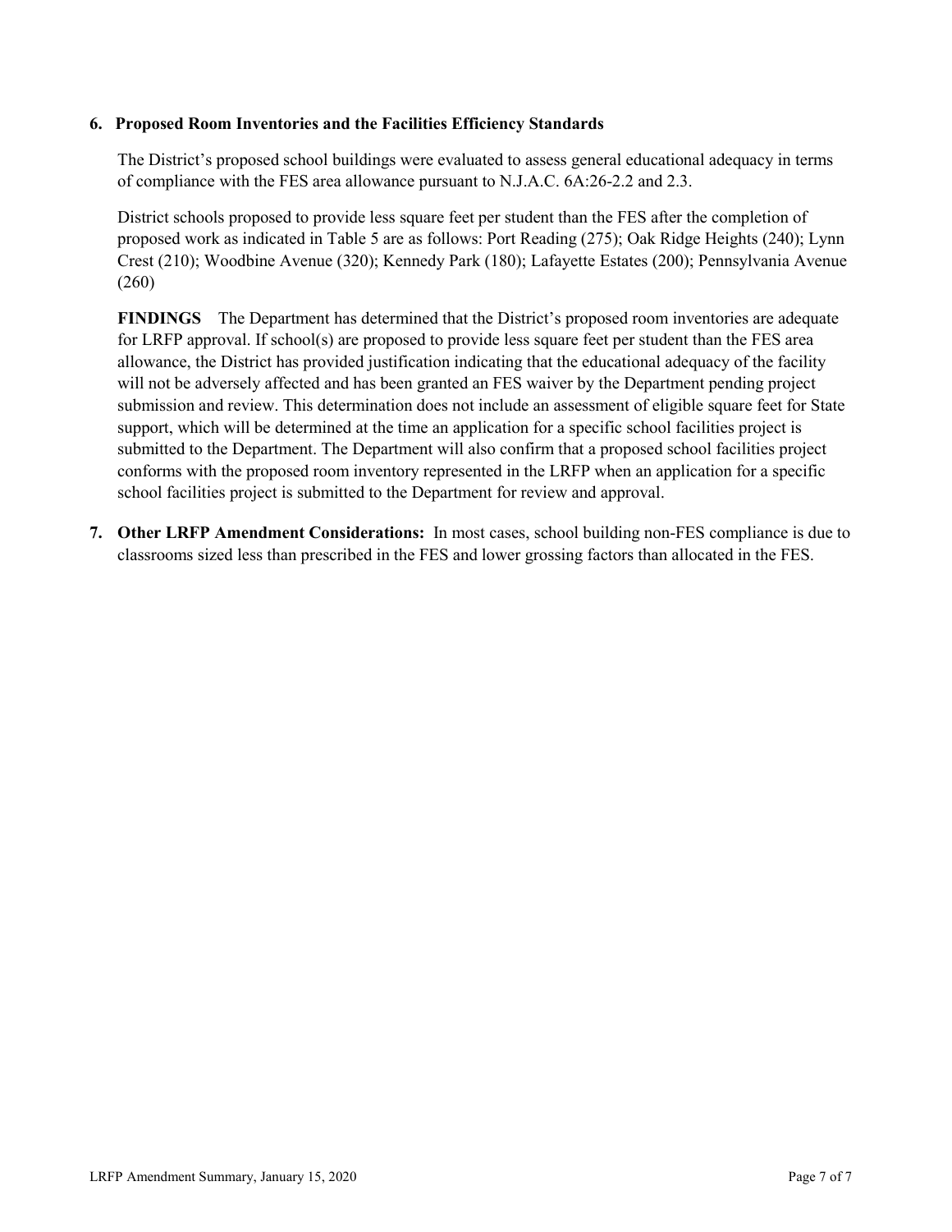**6. Proposed Room Inventories and the Facilities Efficiency Standards**

The District's proposed school buildings were evaluated to assess general educational adequacy in terms of compliance with the FES area allowance pursuant to N.J.A.C. 6A:26-2.2 and 2.3.

District schools proposed to provide less square feet per student than the FES after the completion of proposed work as indicated in Table 5 are as follows: Port Reading (275); Oak Ridge Heights (240); Lynn Crest (210); Woodbine Avenue (320); Kennedy Park (180); Lafayette Estates (200); Pennsylvania Avenue (260)

**FINDINGS** The Department has determined that the District's proposed room inventories are adequate for LRFP approval. If school(s) are proposed to provide less square feet per student than the FES area allowance, the District has provided justification indicating that the educational adequacy of the facility will not be adversely affected and has been granted an FES waiver by the Department pending project submission and review. This determination does not include an assessment of eligible square feet for State support, which will be determined at the time an application for a specific school facilities project is submitted to the Department. The Department will also confirm that a proposed school facilities project conforms with the proposed room inventory represented in the LRFP when an application for a specific school facilities project is submitted to the Department for review and approval.

**7. Other LRFP Amendment Considerations:** In most cases, school building non-FES compliance is due to classrooms sized less than prescribed in the FES and lower grossing factors than allocated in the FES.